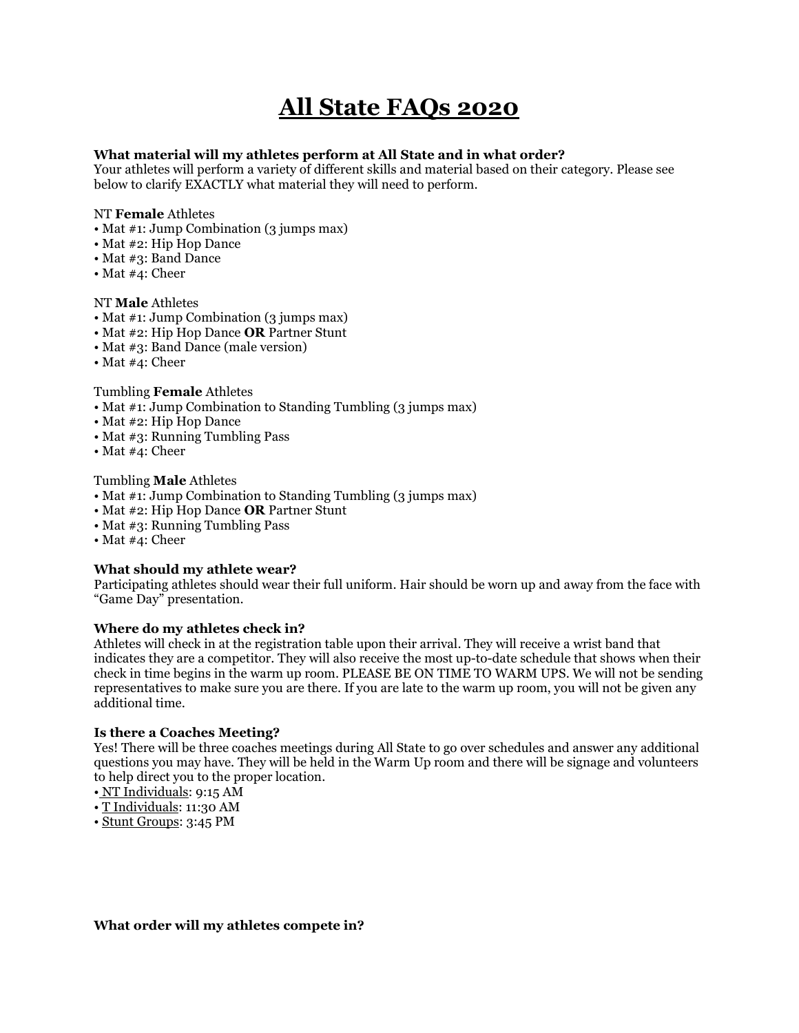# All State FAQs 2020

**What material will my athletes perform at All State and in what order?**
Your athletes will perform a variety of different skills and material based on their category. Please see below to clarify EXACTLY what material they will need to perform.

NT **Female** Athletes
- Mat #1: Jump Combination (3 jumps max)
- Mat #2: Hip Hop Dance
- Mat #3: Band Dance
- Mat #4: Cheer

NT **Male** Athletes
- Mat #1: Jump Combination (3 jumps max)
- Mat #2: Hip Hop Dance **OR** Partner Stunt
- Mat #3: Band Dance (male version)
- Mat #4: Cheer

Tumbling **Female** Athletes
- Mat #1: Jump Combination to Standing Tumbling (3 jumps max)
- Mat #2: Hip Hop Dance
- Mat #3: Running Tumbling Pass
- Mat #4: Cheer

Tumbling **Male** Athletes
- Mat #1: Jump Combination to Standing Tumbling (3 jumps max)
- Mat #2: Hip Hop Dance **OR** Partner Stunt
- Mat #3: Running Tumbling Pass
- Mat #4: Cheer

**What should my athlete wear?**
Participating athletes should wear their full uniform. Hair should be worn up and away from the face with "Game Day" presentation.

**Where do my athletes check in?**
Athletes will check in at the registration table upon their arrival. They will receive a wrist band that indicates they are a competitor. They will also receive the most up-to-date schedule that shows when their check in time begins in the warm up room. PLEASE BE ON TIME TO WARM UPS. We will not be sending representatives to make sure you are there. If you are late to the warm up room, you will not be given any additional time.

**Is there a Coaches Meeting?**
Yes! There will be three coaches meetings during All State to go over schedules and answer any additional questions you may have. They will be held in the Warm Up room and there will be signage and volunteers to help direct you to the proper location.
- <u>NT Individuals</u>: 9:15 AM
- <u>T Individuals</u>: 11:30 AM
- <u>Stunt Groups</u>: 3:45 PM

**What order will my athletes compete in?**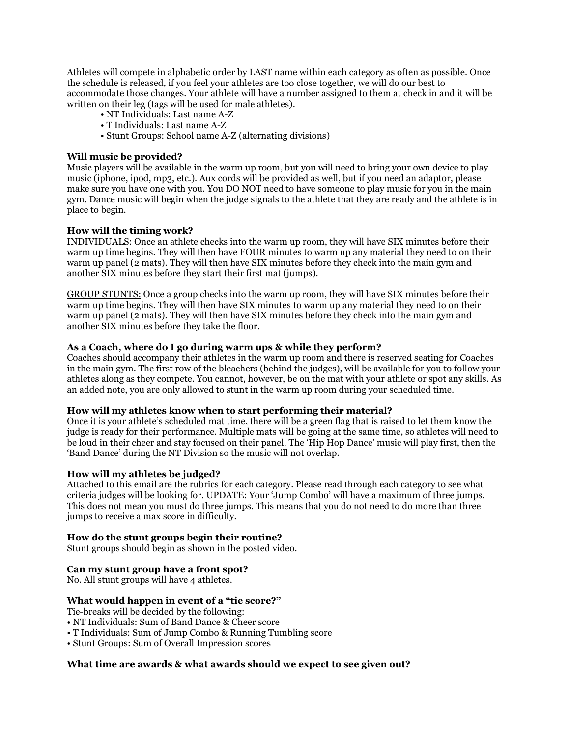Athletes will compete in alphabetic order by LAST name within each category as often as possible. Once the schedule is released, if you feel your athletes are too close together, we will do our best to accommodate those changes. Your athlete will have a number assigned to them at check in and it will be written on their leg (tags will be used for male athletes).

- NT Individuals: Last name A-Z
- T Individuals: Last name A-Z
- Stunt Groups: School name A-Z (alternating divisions)

**Will music be provided?**
Music players will be available in the warm up room, but you will need to bring your own device to play music (iphone, ipod, mp3, etc.). Aux cords will be provided as well, but if you need an adaptor, please make sure you have one with you. You DO NOT need to have someone to play music for you in the main gym. Dance music will begin when the judge signals to the athlete that they are ready and the athlete is in place to begin.

**How will the timing work?**
<u>INDIVIDUALS:</u> Once an athlete checks into the warm up room, they will have SIX minutes before their warm up time begins. They will then have FOUR minutes to warm up any material they need to on their warm up panel (2 mats). They will then have SIX minutes before they check into the main gym and another SIX minutes before they start their first mat (jumps).

<u>GROUP STUNTS:</u> Once a group checks into the warm up room, they will have SIX minutes before their warm up time begins. They will then have SIX minutes to warm up any material they need to on their warm up panel (2 mats). They will then have SIX minutes before they check into the main gym and another SIX minutes before they take the floor.

**As a Coach, where do I go during warm ups & while they perform?**
Coaches should accompany their athletes in the warm up room and there is reserved seating for Coaches in the main gym. The first row of the bleachers (behind the judges), will be available for you to follow your athletes along as they compete. You cannot, however, be on the mat with your athlete or spot any skills. As an added note, you are only allowed to stunt in the warm up room during your scheduled time.

**How will my athletes know when to start performing their material?**
Once it is your athlete's scheduled mat time, there will be a green flag that is raised to let them know the judge is ready for their performance. Multiple mats will be going at the same time, so athletes will need to be loud in their cheer and stay focused on their panel. The 'Hip Hop Dance' music will play first, then the 'Band Dance' during the NT Division so the music will not overlap.

**How will my athletes be judged?**
Attached to this email are the rubrics for each category. Please read through each category to see what criteria judges will be looking for. UPDATE: Your 'Jump Combo' will have a maximum of three jumps. This does not mean you must do three jumps. This means that you do not need to do more than three jumps to receive a max score in difficulty.

**How do the stunt groups begin their routine?**
Stunt groups should begin as shown in the posted video.

**Can my stunt group have a front spot?**
No. All stunt groups will have 4 athletes.

**What would happen in event of a "tie score?"**
Tie-breaks will be decided by the following:

- NT Individuals: Sum of Band Dance & Cheer score
- T Individuals: Sum of Jump Combo & Running Tumbling score
- Stunt Groups: Sum of Overall Impression scores

**What time are awards & what awards should we expect to see given out?**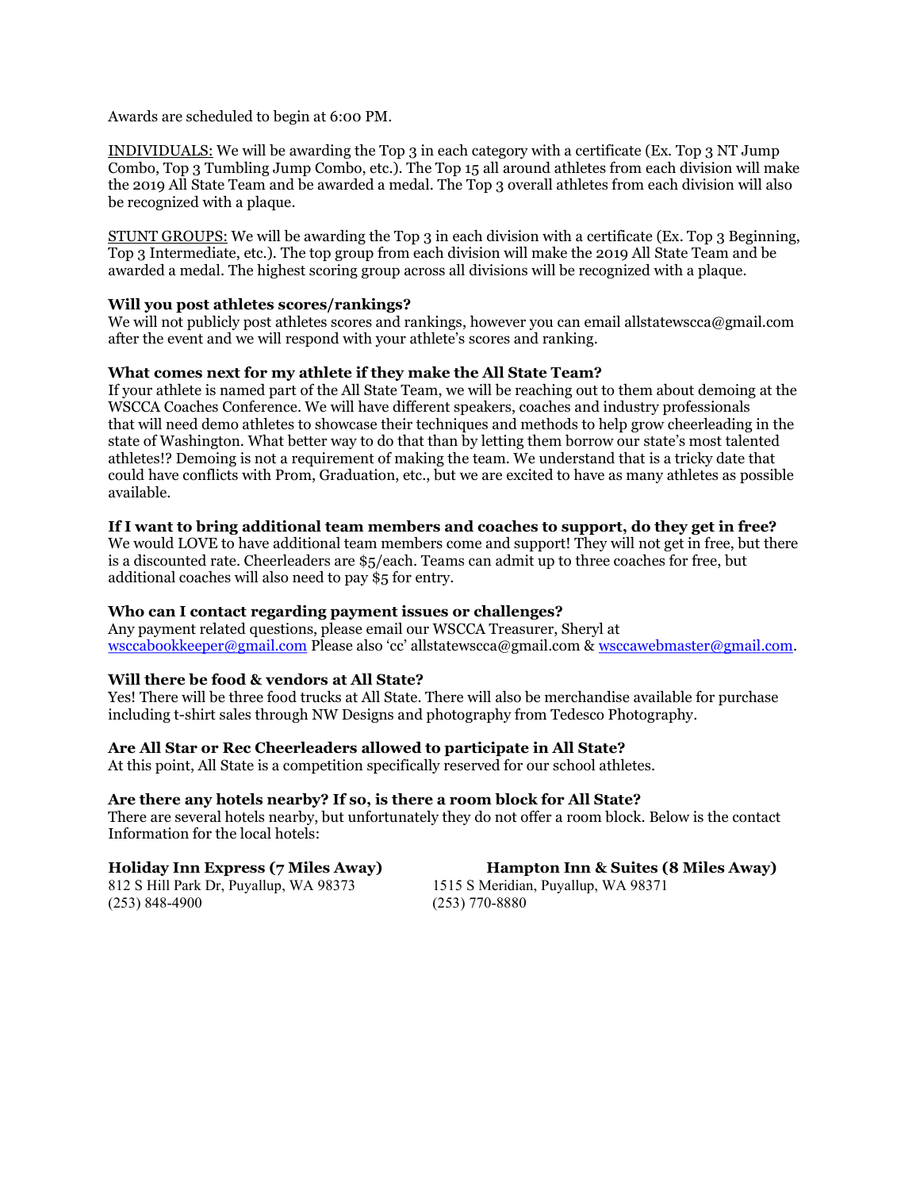Awards are scheduled to begin at 6:00 PM.

INDIVIDUALS: We will be awarding the Top 3 in each category with a certificate (Ex. Top 3 NT Jump Combo, Top 3 Tumbling Jump Combo, etc.). The Top 15 all around athletes from each division will make the 2019 All State Team and be awarded a medal. The Top 3 overall athletes from each division will also be recognized with a plaque.

STUNT GROUPS: We will be awarding the Top 3 in each division with a certificate (Ex. Top 3 Beginning, Top 3 Intermediate, etc.). The top group from each division will make the 2019 All State Team and be awarded a medal. The highest scoring group across all divisions will be recognized with a plaque.

**Will you post athletes scores/rankings?**

We will not publicly post athletes scores and rankings, however you can email allstatewscca@gmail.com after the event and we will respond with your athlete's scores and ranking.

**What comes next for my athlete if they make the All State Team?**

If your athlete is named part of the All State Team, we will be reaching out to them about demoing at the WSCCA Coaches Conference. We will have different speakers, coaches and industry professionals that will need demo athletes to showcase their techniques and methods to help grow cheerleading in the state of Washington. What better way to do that than by letting them borrow our state's most talented athletes!? Demoing is not a requirement of making the team. We understand that is a tricky date that could have conflicts with Prom, Graduation, etc., but we are excited to have as many athletes as possible available.

**If I want to bring additional team members and coaches to support, do they get in free?**

We would LOVE to have additional team members come and support! They will not get in free, but there is a discounted rate. Cheerleaders are $5/each. Teams can admit up to three coaches for free, but additional coaches will also need to pay $5 for entry.

**Who can I contact regarding payment issues or challenges?**

Any payment related questions, please email our WSCCA Treasurer, Sheryl at wsccabookkeeper@gmail.com Please also 'cc' allstatewscca@gmail.com & wsccawebmaster@gmail.com.

**Will there be food & vendors at All State?**

Yes! There will be three food trucks at All State. There will also be merchandise available for purchase including t-shirt sales through NW Designs and photography from Tedesco Photography.

**Are All Star or Rec Cheerleaders allowed to participate in All State?**

At this point, All State is a competition specifically reserved for our school athletes.

**Are there any hotels nearby? If so, is there a room block for All State?**

There are several hotels nearby, but unfortunately they do not offer a room block. Below is the contact Information for the local hotels:

**Holiday Inn Express (7 Miles Away)**
812 S Hill Park Dr, Puyallup, WA 98373
(253) 848-4900

**Hampton Inn & Suites (8 Miles Away)**
1515 S Meridian, Puyallup, WA 98371
(253) 770-8880